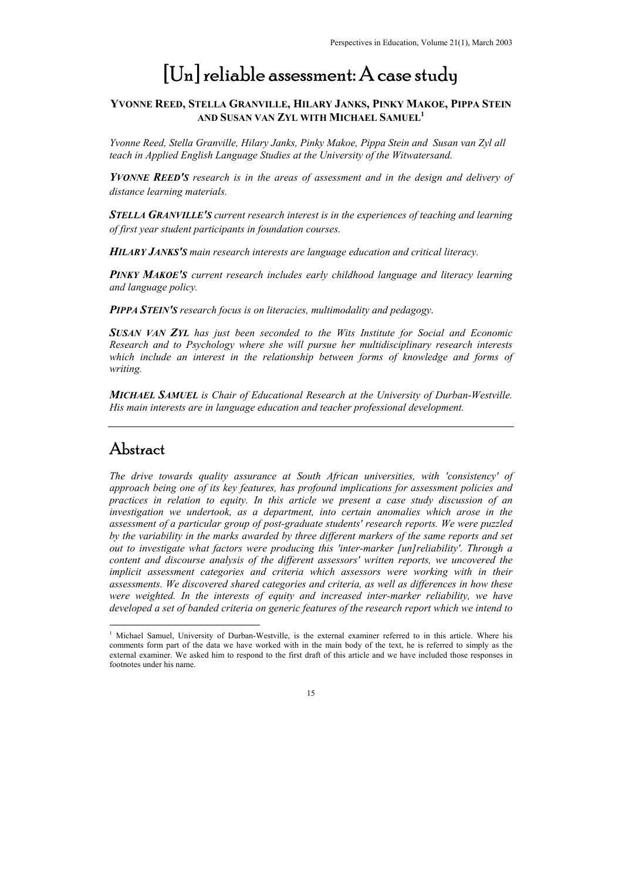# [Un] reliable assessment: A case study

**YVONNE REED, STELLA GRANVILLE, HILARY JANKS, PINKY MAKOE, PIPPA STEIN AND SUSAN VAN ZYL WITH MICHAEL SAMUEL[1]**

*Yvonne Reed, Stella Granville, Hilary Janks, Pinky Makoe, Pippa Stein and Susan van Zyl all teach in Applied English Language Studies at the University of the Witwatersand.*

***YVONNE REED'S*** *research is in the areas of assessment and in the design and delivery of distance learning materials.*

***STELLA GRANVILLE'S*** *current research interest is in the experiences of teaching and learning of first year student participants in foundation courses.*

***HILARY JANKS'S*** *main research interests are language education and critical literacy.*

***PINKY MAKOE'S*** *current research includes early childhood language and literacy learning and language policy.*

***PIPPA STEIN'S*** *research focus is on literacies, multimodality and pedagogy.*

***SUSAN VAN ZYL*** *has just been seconded to the Wits Institute for Social and Economic Research and to Psychology where she will pursue her multidisciplinary research interests which include an interest in the relationship between forms of knowledge and forms of writing.*

***MICHAEL SAMUEL*** *is Chair of Educational Research at the University of Durban-Westville. His main interests are in language education and teacher professional development.*

## Abstract

*The drive towards quality assurance at South African universities, with 'consistency' of approach being one of its key features, has profound implications for assessment policies and practices in relation to equity. In this article we present a case study discussion of an investigation we undertook, as a department, into certain anomalies which arose in the assessment of a particular group of post-graduate students' research reports. We were puzzled by the variability in the marks awarded by three different markers of the same reports and set out to investigate what factors were producing this 'inter-marker [un]reliability'. Through a content and discourse analysis of the different assessors' written reports, we uncovered the implicit assessment categories and criteria which assessors were working with in their assessments. We discovered shared categories and criteria, as well as differences in how these were weighted. In the interests of equity and increased inter-marker reliability, we have developed a set of banded criteria on generic features of the research report which we intend to*

[1] Michael Samuel, University of Durban-Westville, is the external examiner referred to in this article. Where his comments form part of the data we have worked with in the main body of the text, he is referred to simply as the external examiner. We asked him to respond to the first draft of this article and we have included those responses in footnotes under his name.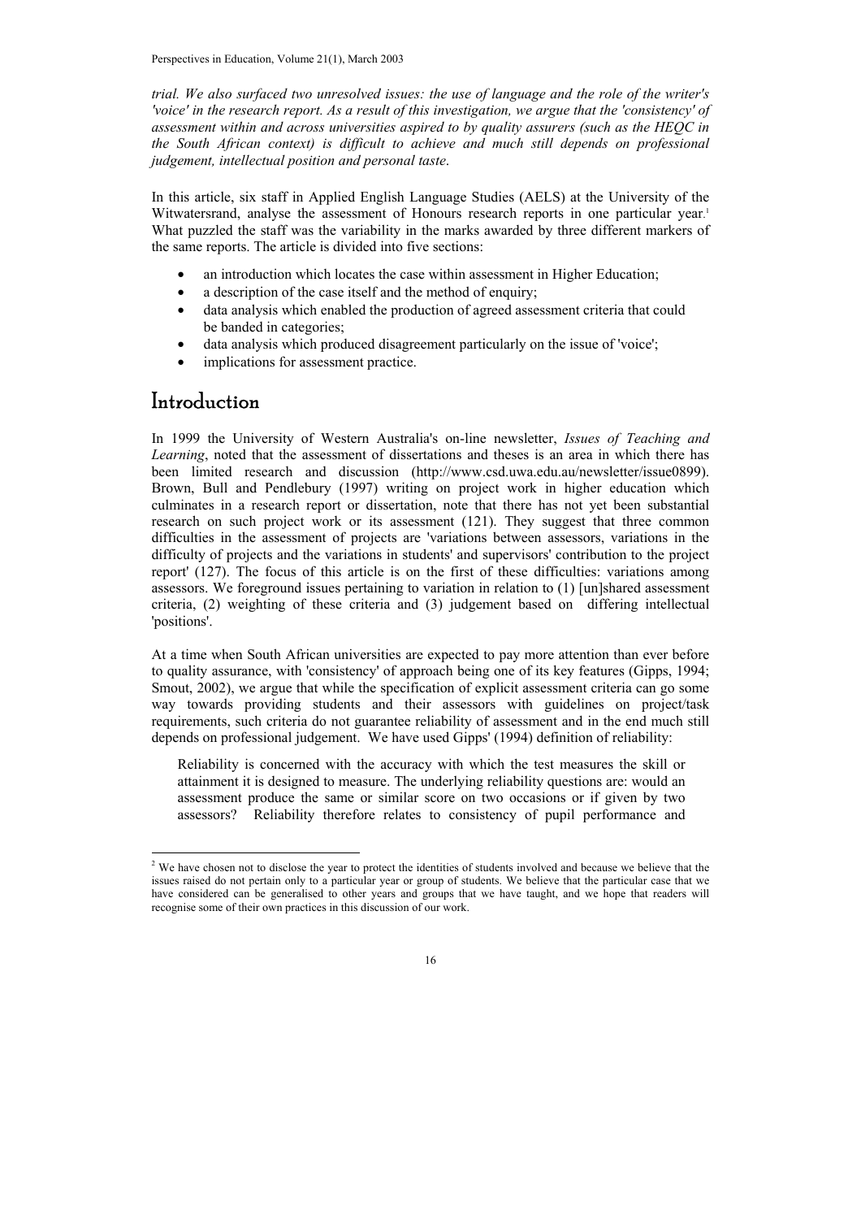*trial. We also surfaced two unresolved issues: the use of language and the role of the writer's 'voice' in the research report. As a result of this investigation, we argue that the 'consistency' of assessment within and across universities aspired to by quality assurers (such as the HEQC in the South African context) is difficult to achieve and much still depends on professional judgement, intellectual position and personal taste*.

In this article, six staff in Applied English Language Studies (AELS) at the University of the Witwatersrand, analyse the assessment of Honours research reports in one particular year.[1] What puzzled the staff was the variability in the marks awarded by three different markers of the same reports. The article is divided into five sections:

- an introduction which locates the case within assessment in Higher Education;
- a description of the case itself and the method of enquiry;
- data analysis which enabled the production of agreed assessment criteria that could be banded in categories;
- data analysis which produced disagreement particularly on the issue of 'voice';
- implications for assessment practice.

## Introduction

In 1999 the University of Western Australia's on-line newsletter, *Issues of Teaching and Learning*, noted that the assessment of dissertations and theses is an area in which there has been limited research and discussion (http://www.csd.uwa.edu.au/newsletter/issue0899). Brown, Bull and Pendlebury (1997) writing on project work in higher education which culminates in a research report or dissertation, note that there has not yet been substantial research on such project work or its assessment (121). They suggest that three common difficulties in the assessment of projects are 'variations between assessors, variations in the difficulty of projects and the variations in students' and supervisors' contribution to the project report' (127). The focus of this article is on the first of these difficulties: variations among assessors. We foreground issues pertaining to variation in relation to (1) [un]shared assessment criteria, (2) weighting of these criteria and (3) judgement based on differing intellectual 'positions'.

At a time when South African universities are expected to pay more attention than ever before to quality assurance, with 'consistency' of approach being one of its key features (Gipps, 1994; Smout, 2002), we argue that while the specification of explicit assessment criteria can go some way towards providing students and their assessors with guidelines on project/task requirements, such criteria do not guarantee reliability of assessment and in the end much still depends on professional judgement. We have used Gipps' (1994) definition of reliability:

> Reliability is concerned with the accuracy with which the test measures the skill or attainment it is designed to measure. The underlying reliability questions are: would an assessment produce the same or similar score on two occasions or if given by two assessors? Reliability therefore relates to consistency of pupil performance and

[2] We have chosen not to disclose the year to protect the identities of students involved and because we believe that the issues raised do not pertain only to a particular year or group of students. We believe that the particular case that we have considered can be generalised to other years and groups that we have taught, and we hope that readers will recognise some of their own practices in this discussion of our work.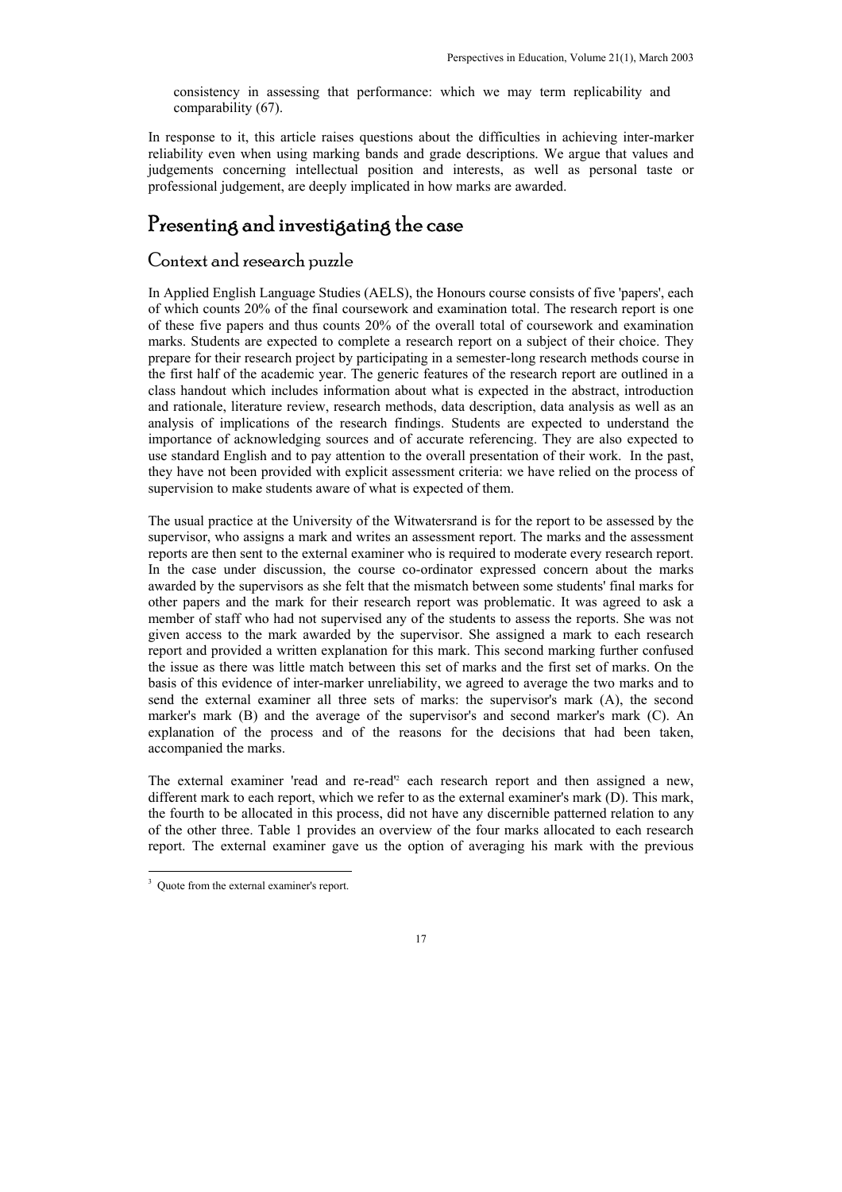consistency in assessing that performance: which we may term replicability and comparability (67).

In response to it, this article raises questions about the difficulties in achieving inter-marker reliability even when using marking bands and grade descriptions. We argue that values and judgements concerning intellectual position and interests, as well as personal taste or professional judgement, are deeply implicated in how marks are awarded.

# Presenting and investigating the case

## Context and research puzzle

In Applied English Language Studies (AELS), the Honours course consists of five 'papers', each of which counts 20% of the final coursework and examination total. The research report is one of these five papers and thus counts 20% of the overall total of coursework and examination marks. Students are expected to complete a research report on a subject of their choice. They prepare for their research project by participating in a semester-long research methods course in the first half of the academic year. The generic features of the research report are outlined in a class handout which includes information about what is expected in the abstract, introduction and rationale, literature review, research methods, data description, data analysis as well as an analysis of implications of the research findings. Students are expected to understand the importance of acknowledging sources and of accurate referencing. They are also expected to use standard English and to pay attention to the overall presentation of their work. In the past, they have not been provided with explicit assessment criteria: we have relied on the process of supervision to make students aware of what is expected of them.

The usual practice at the University of the Witwatersrand is for the report to be assessed by the supervisor, who assigns a mark and writes an assessment report. The marks and the assessment reports are then sent to the external examiner who is required to moderate every research report. In the case under discussion, the course co-ordinator expressed concern about the marks awarded by the supervisors as she felt that the mismatch between some students' final marks for other papers and the mark for their research report was problematic. It was agreed to ask a member of staff who had not supervised any of the students to assess the reports. She was not given access to the mark awarded by the supervisor. She assigned a mark to each research report and provided a written explanation for this mark. This second marking further confused the issue as there was little match between this set of marks and the first set of marks. On the basis of this evidence of inter-marker unreliability, we agreed to average the two marks and to send the external examiner all three sets of marks: the supervisor's mark (A), the second marker's mark (B) and the average of the supervisor's and second marker's mark (C). An explanation of the process and of the reasons for the decisions that had been taken, accompanied the marks.

The external examiner 'read and re-read'[3] each research report and then assigned a new, different mark to each report, which we refer to as the external examiner's mark (D). This mark, the fourth to be allocated in this process, did not have any discernible patterned relation to any of the other three. Table 1 provides an overview of the four marks allocated to each research report. The external examiner gave us the option of averaging his mark with the previous

[3] Quote from the external examiner's report.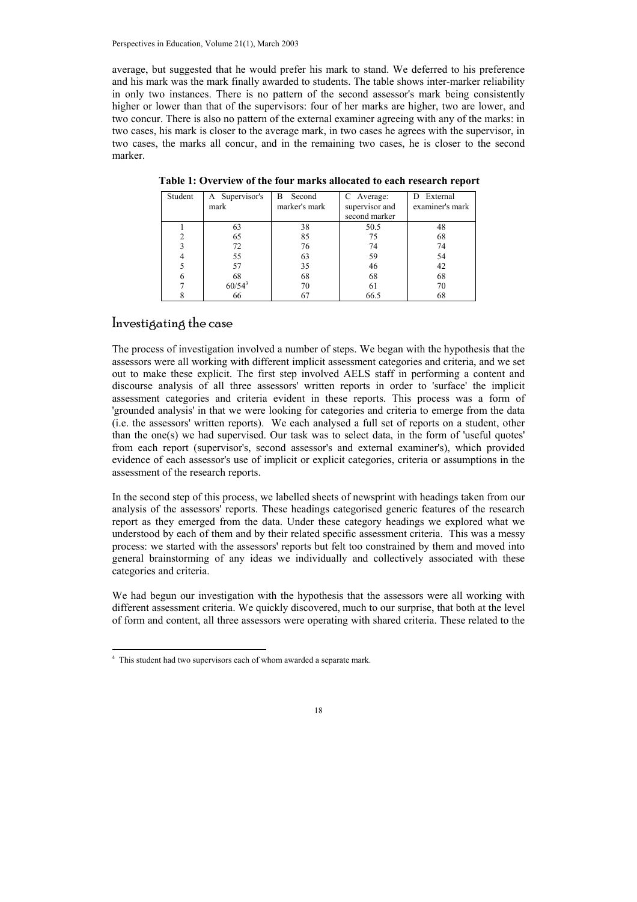average, but suggested that he would prefer his mark to stand. We deferred to his preference and his mark was the mark finally awarded to students. The table shows inter-marker reliability in only two instances. There is no pattern of the second assessor's mark being consistently higher or lower than that of the supervisors: four of her marks are higher, two are lower, and two concur. There is also no pattern of the external examiner agreeing with any of the marks: in two cases, his mark is closer to the average mark, in two cases he agrees with the supervisor, in two cases, the marks all concur, and in the remaining two cases, he is closer to the second marker.

**Table 1: Overview of the four marks allocated to each research report**

| Student | A Supervisor's mark | B Second marker's mark | C Average: supervisor and second marker | D External examiner's mark |
|---|---|---|---|---|
| 1 | 63 | 38 | 50.5 | 48 |
| 2 | 65 | 85 | 75 | 68 |
| 3 | 72 | 76 | 74 | 74 |
| 4 | 55 | 63 | 59 | 54 |
| 5 | 57 | 35 | 46 | 42 |
| 6 | 68 | 68 | 68 | 68 |
| 7 | 60/54[3] | 70 | 61 | 70 |
| 8 | 66 | 67 | 66.5 | 68 |

## Investigating the case

The process of investigation involved a number of steps. We began with the hypothesis that the assessors were all working with different implicit assessment categories and criteria, and we set out to make these explicit. The first step involved AELS staff in performing a content and discourse analysis of all three assessors' written reports in order to 'surface' the implicit assessment categories and criteria evident in these reports. This process was a form of 'grounded analysis' in that we were looking for categories and criteria to emerge from the data (i.e. the assessors' written reports). We each analysed a full set of reports on a student, other than the one(s) we had supervised. Our task was to select data, in the form of 'useful quotes' from each report (supervisor's, second assessor's and external examiner's), which provided evidence of each assessor's use of implicit or explicit categories, criteria or assumptions in the assessment of the research reports.

In the second step of this process, we labelled sheets of newsprint with headings taken from our analysis of the assessors' reports. These headings categorised generic features of the research report as they emerged from the data. Under these category headings we explored what we understood by each of them and by their related specific assessment criteria. This was a messy process: we started with the assessors' reports but felt too constrained by them and moved into general brainstorming of any ideas we individually and collectively associated with these categories and criteria.

We had begun our investigation with the hypothesis that the assessors were all working with different assessment criteria. We quickly discovered, much to our surprise, that both at the level of form and content, all three assessors were operating with shared criteria. These related to the

---

[4] This student had two supervisors each of whom awarded a separate mark.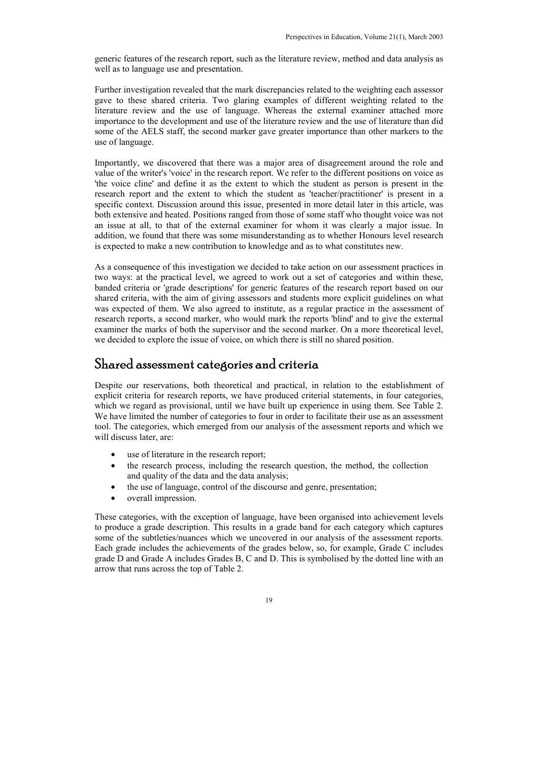generic features of the research report, such as the literature review, method and data analysis as well as to language use and presentation.

Further investigation revealed that the mark discrepancies related to the weighting each assessor gave to these shared criteria. Two glaring examples of different weighting related to the literature review and the use of language. Whereas the external examiner attached more importance to the development and use of the literature review and the use of literature than did some of the AELS staff, the second marker gave greater importance than other markers to the use of language.

Importantly, we discovered that there was a major area of disagreement around the role and value of the writer's 'voice' in the research report. We refer to the different positions on voice as 'the voice cline' and define it as the extent to which the student as person is present in the research report and the extent to which the student as 'teacher/practitioner' is present in a specific context. Discussion around this issue, presented in more detail later in this article, was both extensive and heated. Positions ranged from those of some staff who thought voice was not an issue at all, to that of the external examiner for whom it was clearly a major issue. In addition, we found that there was some misunderstanding as to whether Honours level research is expected to make a new contribution to knowledge and as to what constitutes new.

As a consequence of this investigation we decided to take action on our assessment practices in two ways: at the practical level, we agreed to work out a set of categories and within these, banded criteria or 'grade descriptions' for generic features of the research report based on our shared criteria, with the aim of giving assessors and students more explicit guidelines on what was expected of them. We also agreed to institute, as a regular practice in the assessment of research reports, a second marker, who would mark the reports 'blind' and to give the external examiner the marks of both the supervisor and the second marker. On a more theoretical level, we decided to explore the issue of voice, on which there is still no shared position.

## Shared assessment categories and criteria

Despite our reservations, both theoretical and practical, in relation to the establishment of explicit criteria for research reports, we have produced criterial statements, in four categories, which we regard as provisional, until we have built up experience in using them. See Table 2. We have limited the number of categories to four in order to facilitate their use as an assessment tool. The categories, which emerged from our analysis of the assessment reports and which we will discuss later, are:

- use of literature in the research report;
- the research process, including the research question, the method, the collection and quality of the data and the data analysis;
- the use of language, control of the discourse and genre, presentation;
- overall impression.

These categories, with the exception of language, have been organised into achievement levels to produce a grade description. This results in a grade band for each category which captures some of the subtleties/nuances which we uncovered in our analysis of the assessment reports. Each grade includes the achievements of the grades below, so, for example, Grade C includes grade D and Grade A includes Grades B, C and D. This is symbolised by the dotted line with an arrow that runs across the top of Table 2.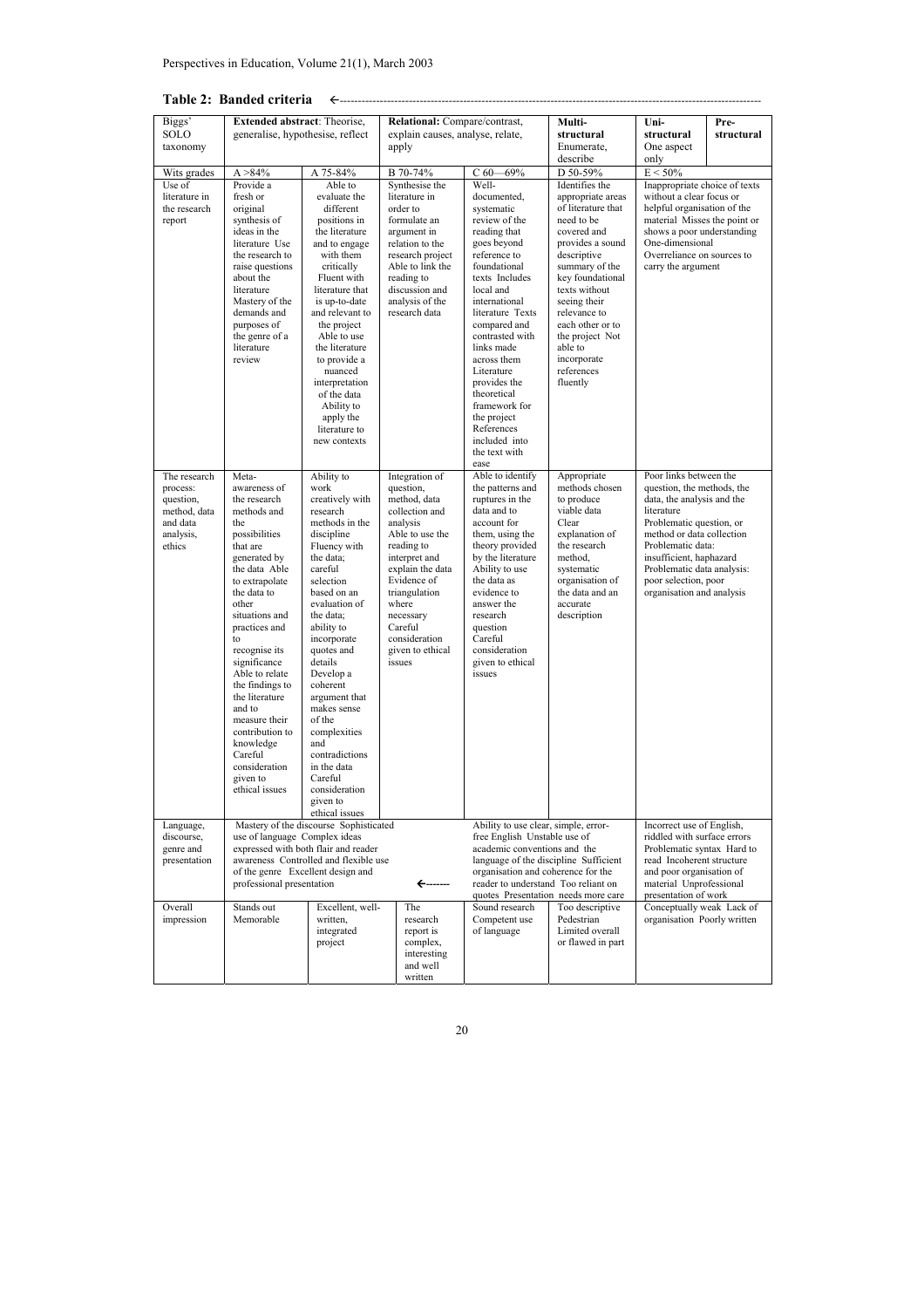**Table 2: Banded criteria** ←--------------------------------------------------------------------------------------------------------------

| Biggs' SOLO taxonomy | **Extended abstract**: Theorise, generalise, hypothesise, reflect | | **Relational:** Compare/contrast, explain causes, analyse, relate, apply | | **Multi-structural** Enumerate, describe | **Uni-structural** One aspect only | **Pre-structural** |
|---|---|---|---|---|---|---|---|
| Wits grades | A >84% | A 75-84% | B 70-74% | C 60—69% | D 50-59% | E < 50% | |
| Use of literature in the research report | Provide a fresh or original synthesis of ideas in the literature Use the research to raise questions about the literature Mastery of the demands and purposes of the genre of a literature review | Able to evaluate the different positions in the literature and to engage with them critically Fluent with literature that is up-to-date and relevant to the project Able to use the literature to provide a nuanced interpretation of the data Ability to apply the literature to new contexts | Synthesise the literature in order to formulate an argument in relation to the research project Able to link the reading to discussion and analysis of the research data | Well-documented, systematic review of the reading that goes beyond reference to foundational texts Includes local and international literature Texts compared and contrasted with links made across them Literature provides the theoretical framework for the project References included into the text with ease | Identifies the appropriate areas of literature that need to be covered and provides a sound descriptive summary of the key foundational texts without seeing their relevance to each other or to the project Not able to incorporate references fluently | Inappropriate choice of texts without a clear focus or helpful organisation of the material Misses the point or shows a poor understanding One-dimensional Overreliance on sources to carry the argument | |
| The research process: question, method, data and data analysis, ethics | Meta-awareness of the research methods and the possibilities that are generated by the data Able to extrapolate the data to other situations and practices and to recognise its significance Able to relate the findings to the literature and to measure their contribution to knowledge Careful consideration given to ethical issues | Ability to work creatively with research methods in the discipline Fluency with the data; careful selection based on an evaluation of the data; ability to incorporate quotes and details Develop a coherent argument that makes sense of the complexities and contradictions in the data Careful consideration given to ethical issues | Integration of question, method, data collection and analysis Able to use the reading to interpret and explain the data Evidence of triangulation where necessary Careful consideration given to ethical issues | Able to identify the patterns and ruptures in the data and to account for them, using the theory provided by the literature Ability to use the data as evidence to answer the research question Careful consideration given to ethical issues | Appropriate methods chosen to produce viable data Clear explanation of the research method, systematic organisation of the data and an accurate description | Poor links between the question, the methods, the data, the analysis and the literature Problematic question, or method or data collection Problematic data: insufficient, haphazard Problematic data analysis: poor selection, poor organisation and analysis | |
| Language, discourse, genre and presentation | Mastery of the discourse Sophisticated use of language Complex ideas expressed with both flair and reader awareness Controlled and flexible use of the genre Excellent design and professional presentation ←------- | | | Ability to use clear, simple, error-free English Unstable use of academic conventions and the language of the discipline Sufficient organisation and coherence for the reader to understand Too reliant on quotes Presentation needs more care | | Incorrect use of English, riddled with surface errors Problematic syntax Hard to read Incoherent structure and poor organisation of material Unprofessional presentation of work | |
| Overall impression | Stands out Memorable | Excellent, well-written, integrated project | The research report is complex, interesting and well written | Sound research Competent use of language | Too descriptive Pedestrian Limited overall or flawed in part | Conceptually weak Lack of organisation Poorly written | |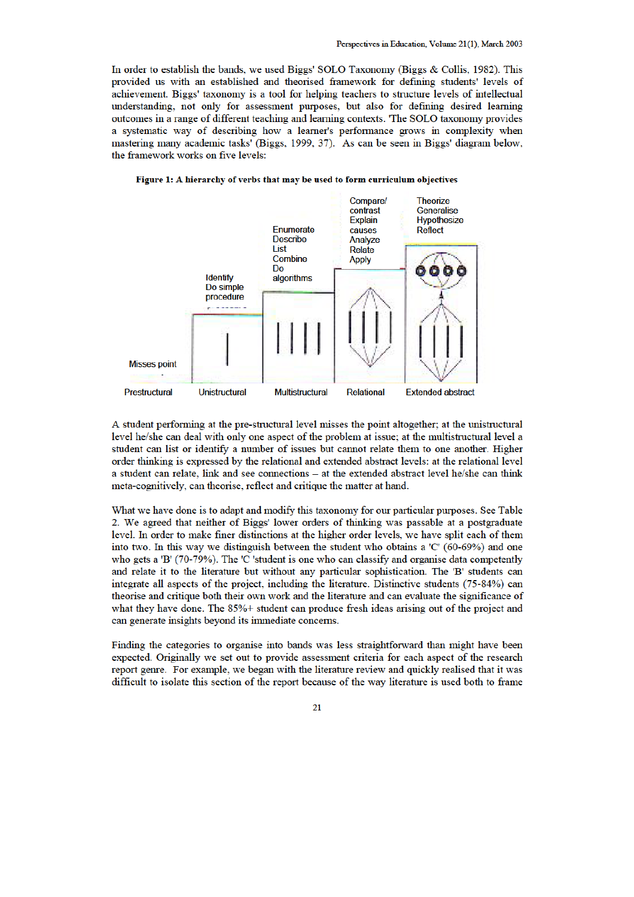In order to establish the bands, we used Biggs' SOLO Taxonomy (Biggs & Collis, 1982). This provided us with an established and theorised framework for defining students' levels of achievement. Biggs' taxonomy is a tool for helping teachers to structure levels of intellectual understanding, not only for assessment purposes, but also for defining desired learning outcomes in a range of different teaching and learning contexts. 'The SOLO taxonomy provides a systematic way of describing how a learner's performance grows in complexity when mastering many academic tasks' (Biggs, 1999, 37). As can be seen in Biggs' diagram below, the framework works on five levels:

**Figure 1: A hierarchy of verbs that may be used to form curriculum objectives**

Misses point

Identify
Do simple procedure

Enumerate
Describe
List
Combine
Do algorithms

Compare/contrast
Explain causes
Analyze
Relate
Apply

Theorize
Generalise
Hypothesize
Reflect

Prestructural
Unistructural
Multistructural
Relational
Extended abstract

A student performing at the pre-structural level misses the point altogether; at the unistructural level he/she can deal with only one aspect of the problem at issue; at the multistructural level a student can list or identify a number of issues but cannot relate them to one another. Higher order thinking is expressed by the relational and extended abstract levels: at the relational level a student can relate, link and see connections – at the extended level he/she can think meta-cognitively, can theorise, reflect and critique the matter at hand.

What we have done is to adapt and modify this taxonomy for our particular purposes. See Table 2. We agreed that neither of Biggs' lower orders of thinking was passable at a postgraduate level. In order to make finer distinctions at the higher order levels, we have split each of them into two. In this way we distinguish between the student who obtains a 'C' (60-69%) and one who gets a 'B' (70-79%). The 'C 'student is one who can classify and organise data competently and relate it to the literature but without any particular sophistication. The 'B' students can integrate all aspects of the project, including the literature. Distinctive students (75-84%) can theorise and critique both their own work and the literature and can evaluate the significance of what they have done. The 85%+ student can produce fresh ideas arising out of the project and can generate insights beyond its immediate concerns.

Finding the categories to organise into bands was less straightforward than might have been expected. Originally we set out to provide assessment criteria for each aspect of the research report genre. For example, we began with the literature review and quickly realised that it was difficult to isolate this section of the report because of the way literature is used both to frame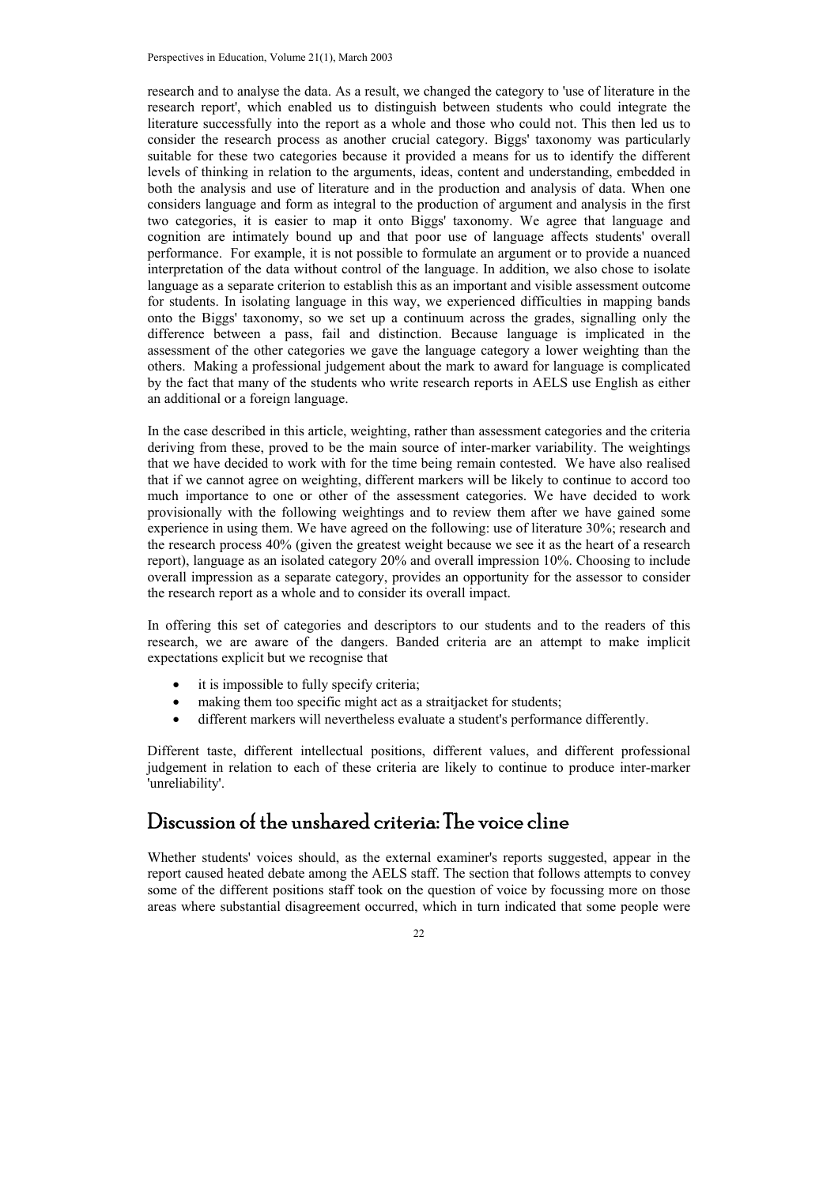research and to analyse the data. As a result, we changed the category to 'use of literature in the research report', which enabled us to distinguish between students who could integrate the literature successfully into the report as a whole and those who could not. This then led us to consider the research process as another crucial category. Biggs' taxonomy was particularly suitable for these two categories because it provided a means for us to identify the different levels of thinking in relation to the arguments, ideas, content and understanding, embedded in both the analysis and use of literature and in the production and analysis of data. When one considers language and form as integral to the production of argument and analysis in the first two categories, it is easier to map it onto Biggs' taxonomy. We agree that language and cognition are intimately bound up and that poor use of language affects students' overall performance. For example, it is not possible to formulate an argument or to provide a nuanced interpretation of the data without control of the language. In addition, we also chose to isolate language as a separate criterion to establish this as an important and visible assessment outcome for students. In isolating language in this way, we experienced difficulties in mapping bands onto the Biggs' taxonomy, so we set up a continuum across the grades, signalling only the difference between a pass, fail and distinction. Because language is implicated in the assessment of the other categories we gave the language category a lower weighting than the others. Making a professional judgement about the mark to award for language is complicated by the fact that many of the students who write research reports in AELS use English as either an additional or a foreign language.

In the case described in this article, weighting, rather than assessment categories and the criteria deriving from these, proved to be the main source of inter-marker variability. The weightings that we have decided to work with for the time being remain contested. We have also realised that if we cannot agree on weighting, different markers will be likely to continue to accord too much importance to one or other of the assessment categories. We have decided to work provisionally with the following weightings and to review them after we have gained some experience in using them. We have agreed on the following: use of literature 30%; research and the research process 40% (given the greatest weight because we see it as the heart of a research report), language as an isolated category 20% and overall impression 10%. Choosing to include overall impression as a separate category, provides an opportunity for the assessor to consider the research report as a whole and to consider its overall impact.

In offering this set of categories and descriptors to our students and to the readers of this research, we are aware of the dangers. Banded criteria are an attempt to make implicit expectations explicit but we recognise that

- it is impossible to fully specify criteria;
- making them too specific might act as a straitjacket for students;
- different markers will nevertheless evaluate a student's performance differently.

Different taste, different intellectual positions, different values, and different professional judgement in relation to each of these criteria are likely to continue to produce inter-marker 'unreliability'.

## Discussion of the unshared criteria: The voice cline

Whether students' voices should, as the external examiner's reports suggested, appear in the report caused heated debate among the AELS staff. The section that follows attempts to convey some of the different positions staff took on the question of voice by focussing more on those areas where substantial disagreement occurred, which in turn indicated that some people were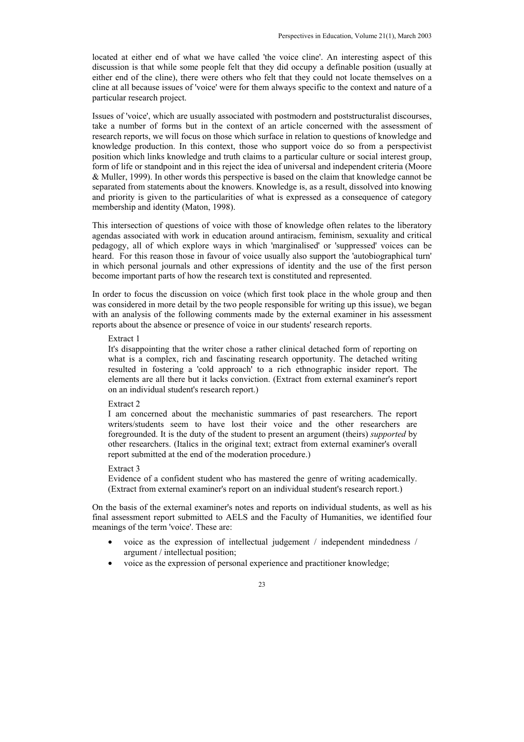located at either end of what we have called 'the voice cline'. An interesting aspect of this discussion is that while some people felt that they did occupy a definable position (usually at either end of the cline), there were others who felt that they could not locate themselves on a cline at all because issues of 'voice' were for them always specific to the context and nature of a particular research project.

Issues of 'voice', which are usually associated with postmodern and poststructuralist discourses, take a number of forms but in the context of an article concerned with the assessment of research reports, we will focus on those which surface in relation to questions of knowledge and knowledge production. In this context, those who support voice do so from a perspectivist position which links knowledge and truth claims to a particular culture or social interest group, form of life or standpoint and in this reject the idea of universal and independent criteria (Moore & Muller, 1999). In other words this perspective is based on the claim that knowledge cannot be separated from statements about the knowers. Knowledge is, as a result, dissolved into knowing and priority is given to the particularities of what is expressed as a consequence of category membership and identity (Maton, 1998).

This intersection of questions of voice with those of knowledge often relates to the liberatory agendas associated with work in education around antiracism, feminism, sexuality and critical pedagogy, all of which explore ways in which 'marginalised' or 'suppressed' voices can be heard. For this reason those in favour of voice usually also support the 'autobiographical turn' in which personal journals and other expressions of identity and the use of the first person become important parts of how the research text is constituted and represented.

In order to focus the discussion on voice (which first took place in the whole group and then was considered in more detail by the two people responsible for writing up this issue), we began with an analysis of the following comments made by the external examiner in his assessment reports about the absence or presence of voice in our students' research reports.

> Extract 1
>
> It's disappointing that the writer chose a rather clinical detached form of reporting on what is a complex, rich and fascinating research opportunity. The detached writing resulted in fostering a 'cold approach' to a rich ethnographic insider report. The elements are all there but it lacks conviction. (Extract from external examiner's report on an individual student's research report.)
>
> Extract 2
>
> I am concerned about the mechanistic summaries of past researchers. The report writers/students seem to have lost their voice and the other researchers are foregrounded. It is the duty of the student to present an argument (theirs) *supported* by other researchers. (Italics in the original text; extract from external examiner's overall report submitted at the end of the moderation procedure.)
>
> Extract 3
>
> Evidence of a confident student who has mastered the genre of writing academically. (Extract from external examiner's report on an individual student's research report.)

On the basis of the external examiner's notes and reports on individual students, as well as his final assessment report submitted to AELS and the Faculty of Humanities, we identified four meanings of the term 'voice'. These are:

- voice as the expression of intellectual judgement / independent mindedness / argument / intellectual position;
- voice as the expression of personal experience and practitioner knowledge;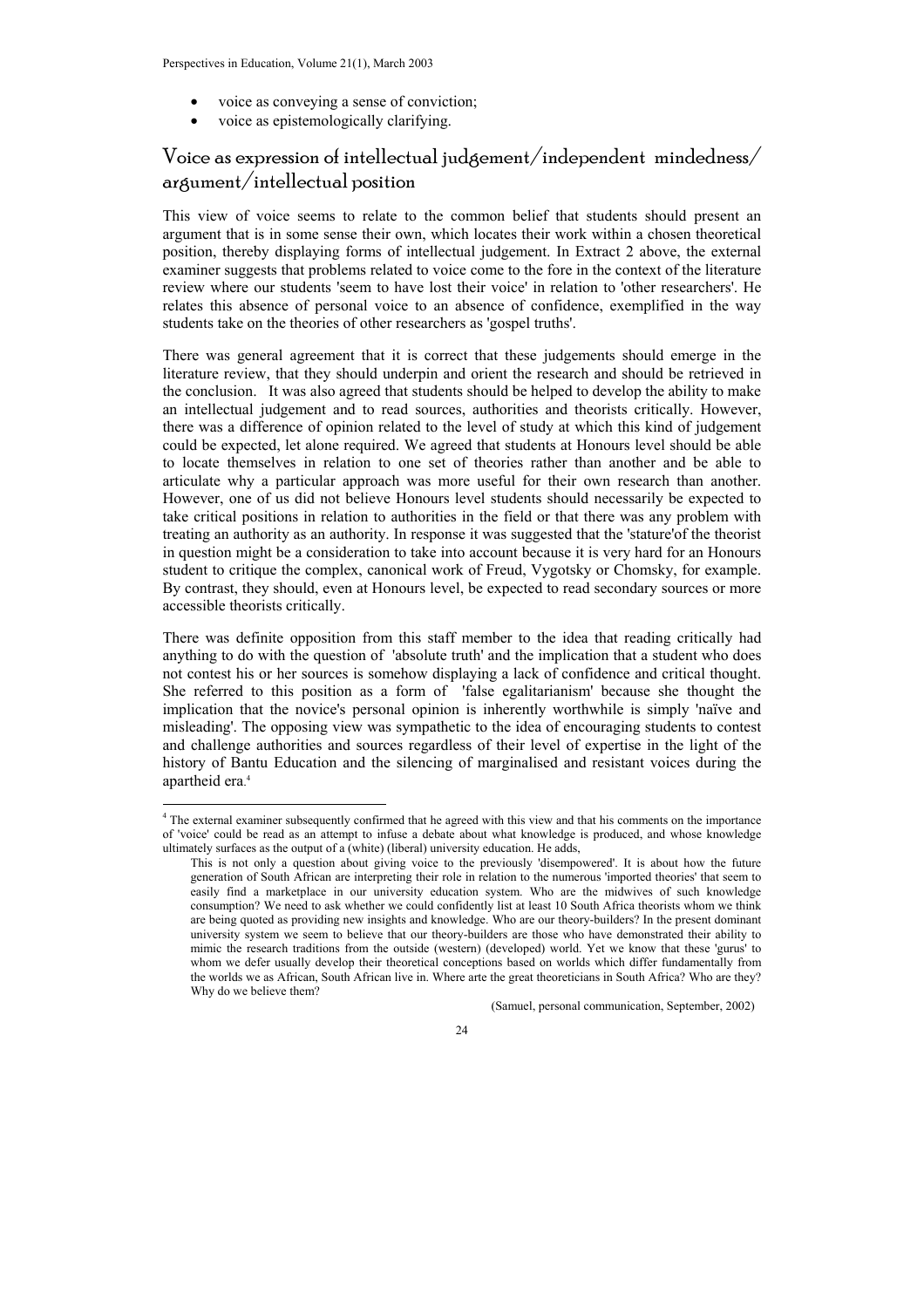- voice as conveying a sense of conviction;
- voice as epistemologically clarifying.

## Voice as expression of intellectual judgement/independent mindedness/ argument/intellectual position

This view of voice seems to relate to the common belief that students should present an argument that is in some sense their own, which locates their work within a chosen theoretical position, thereby displaying forms of intellectual judgement. In Extract 2 above, the external examiner suggests that problems related to voice come to the fore in the context of the literature review where our students 'seem to have lost their voice' in relation to 'other researchers'. He relates this absence of personal voice to an absence of confidence, exemplified in the way students take on the theories of other researchers as 'gospel truths'.

There was general agreement that it is correct that these judgements should emerge in the literature review, that they should underpin and orient the research and should be retrieved in the conclusion. It was also agreed that students should be helped to develop the ability to make an intellectual judgement and to read sources, authorities and theorists critically. However, there was a difference of opinion related to the level of study at which this kind of judgement could be expected, let alone required. We agreed that students at Honours level should be able to locate themselves in relation to one set of theories rather than another and be able to articulate why a particular approach was more useful for their own research than another. However, one of us did not believe Honours level students should necessarily be expected to take critical positions in relation to authorities in the field or that there was any problem with treating an authority as an authority. In response it was suggested that the 'stature'of the theorist in question might be a consideration to take into account because it is very hard for an Honours student to critique the complex, canonical work of Freud, Vygotsky or Chomsky, for example. By contrast, they should, even at Honours level, be expected to read secondary sources or more accessible theorists critically.

There was definite opposition from this staff member to the idea that reading critically had anything to do with the question of 'absolute truth' and the implication that a student who does not contest his or her sources is somehow displaying a lack of confidence and critical thought. She referred to this position as a form of 'false egalitarianism' because she thought the implication that the novice's personal opinion is inherently worthwhile is simply 'naïve and misleading'. The opposing view was sympathetic to the idea of encouraging students to contest and challenge authorities and sources regardless of their level of expertise in the light of the history of Bantu Education and the silencing of marginalised and resistant voices during the apartheid era.[4]

---

[4] The external examiner subsequently confirmed that he agreed with this view and that his comments on the importance of 'voice' could be read as an attempt to infuse a debate about what knowledge is produced, and whose knowledge ultimately surfaces as the output of a (white) (liberal) university education. He adds,

> This is not only a question about giving voice to the previously 'disempowered'. It is about how the future generation of South African are interpreting their role in relation to the numerous 'imported theories' that seem to easily find a marketplace in our university education system. Who are the midwives of such knowledge consumption? We need to ask whether we could confidently list at least 10 South Africa theorists whom we think are being quoted as providing new insights and knowledge. Who are our theory-builders? In the present dominant university system we seem to believe that our theory-builders are those who have demonstrated their ability to mimic the research traditions from the outside (western) (developed) world. Yet we know that these 'gurus' to whom we defer usually develop their theoretical conceptions based on worlds which differ fundamentally from the worlds we as African, South African live in. Where arte the great theoreticians in South Africa? Who are they? Why do we believe them?
>
> (Samuel, personal communication, September, 2002)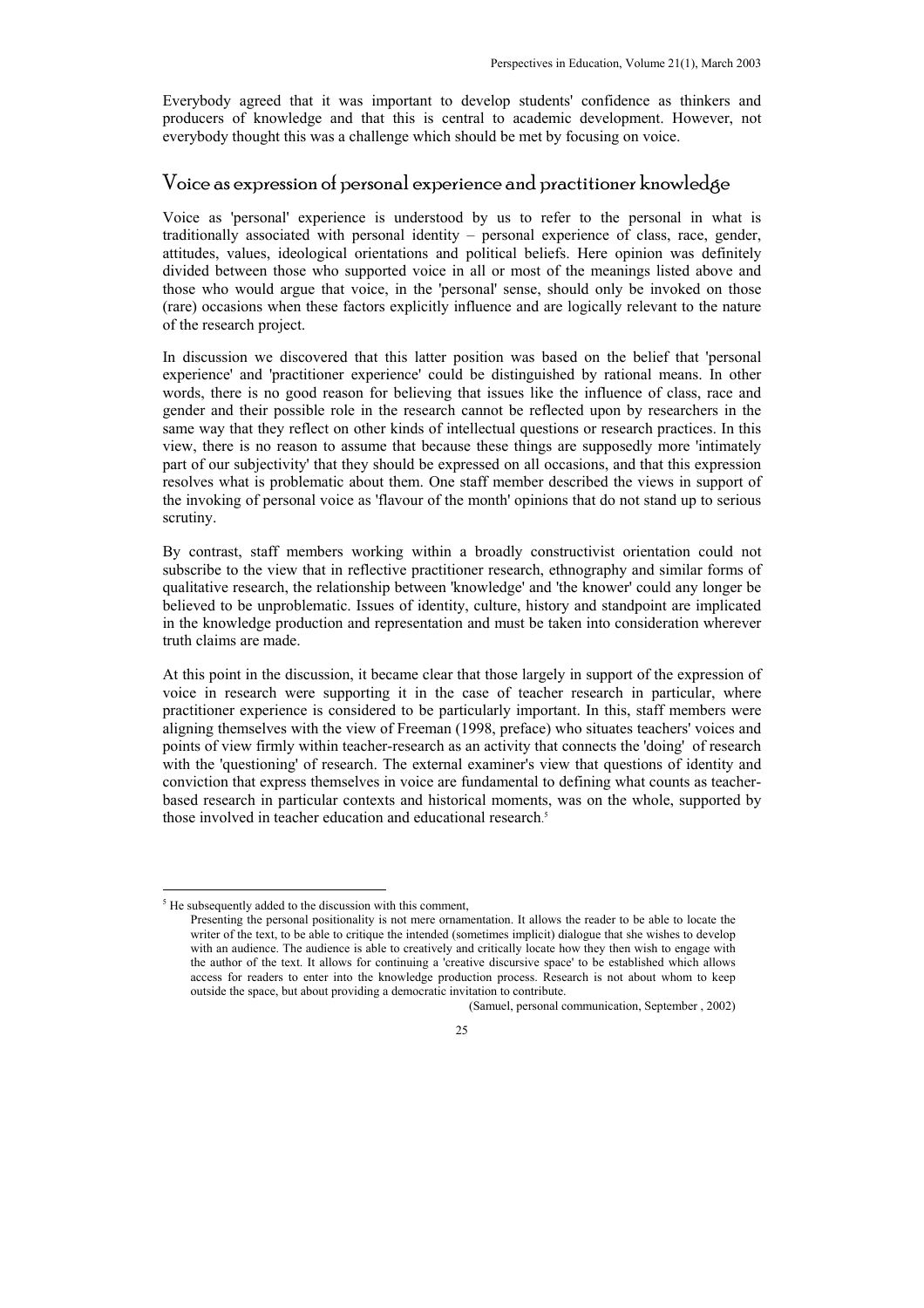Everybody agreed that it was important to develop students' confidence as thinkers and producers of knowledge and that this is central to academic development. However, not everybody thought this was a challenge which should be met by focusing on voice.

## Voice as expression of personal experience and practitioner knowledge

Voice as 'personal' experience is understood by us to refer to the personal in what is traditionally associated with personal identity – personal experience of class, race, gender, attitudes, values, ideological orientations and political beliefs. Here opinion was definitely divided between those who supported voice in all or most of the meanings listed above and those who would argue that voice, in the 'personal' sense, should only be invoked on those (rare) occasions when these factors explicitly influence and are logically relevant to the nature of the research project.

In discussion we discovered that this latter position was based on the belief that 'personal experience' and 'practitioner experience' could be distinguished by rational means. In other words, there is no good reason for believing that issues like the influence of class, race and gender and their possible role in the research cannot be reflected upon by researchers in the same way that they reflect on other kinds of intellectual questions or research practices. In this view, there is no reason to assume that because these things are supposedly more 'intimately part of our subjectivity' that they should be expressed on all occasions, and that this expression resolves what is problematic about them. One staff member described the views in support of the invoking of personal voice as 'flavour of the month' opinions that do not stand up to serious scrutiny.

By contrast, staff members working within a broadly constructivist orientation could not subscribe to the view that in reflective practitioner research, ethnography and similar forms of qualitative research, the relationship between 'knowledge' and 'the knower' could any longer be believed to be unproblematic. Issues of identity, culture, history and standpoint are implicated in the knowledge production and representation and must be taken into consideration wherever truth claims are made.

At this point in the discussion, it became clear that those largely in support of the expression of voice in research were supporting it in the case of teacher research in particular, where practitioner experience is considered to be particularly important. In this, staff members were aligning themselves with the view of Freeman (1998, preface) who situates teachers' voices and points of view firmly within teacher-research as an activity that connects the 'doing' of research with the 'questioning' of research. The external examiner's view that questions of identity and conviction that express themselves in voice are fundamental to defining what counts as teacher-based research in particular contexts and historical moments, was on the whole, supported by those involved in teacher education and educational research.[5]

---

[5] He subsequently added to the discussion with this comment,

> Presenting the personal positionality is not mere ornamentation. It allows the reader to be able to locate the writer of the text, to be able to critique the intended (sometimes implicit) dialogue that she wishes to develop with an audience. The audience is able to creatively and critically locate how they then wish to engage with the author of the text. It allows for continuing a 'creative discursive space' to be established which allows access for readers to enter into the knowledge production process. Research is not about whom to keep outside the space, but about providing a democratic invitation to contribute.
>
> (Samuel, personal communication, September , 2002)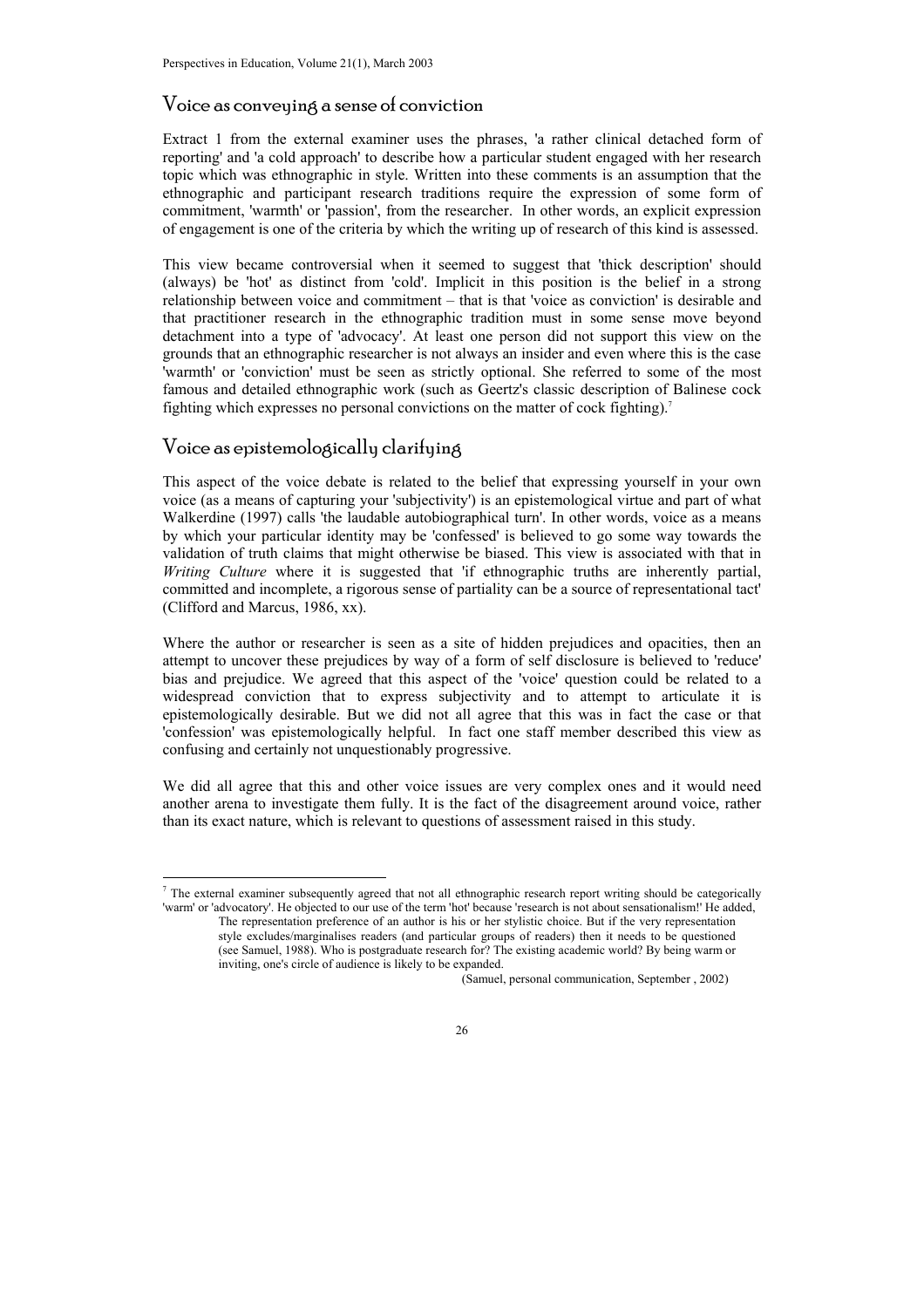## Voice as conveying a sense of conviction

Extract 1 from the external examiner uses the phrases, 'a rather clinical detached form of reporting' and 'a cold approach' to describe how a particular student engaged with her research topic which was ethnographic in style. Written into these comments is an assumption that the ethnographic and participant research traditions require the expression of some form of commitment, 'warmth' or 'passion', from the researcher. In other words, an explicit expression of engagement is one of the criteria by which the writing up of research of this kind is assessed.

This view became controversial when it seemed to suggest that 'thick description' should (always) be 'hot' as distinct from 'cold'. Implicit in this position is the belief in a strong relationship between voice and commitment – that is that 'voice as conviction' is desirable and that practitioner research in the ethnographic tradition must in some sense move beyond detachment into a type of 'advocacy'. At least one person did not support this view on the grounds that an ethnographic researcher is not always an insider and even where this is the case 'warmth' or 'conviction' must be seen as strictly optional. She referred to some of the most famous and detailed ethnographic work (such as Geertz's classic description of Balinese cock fighting which expresses no personal convictions on the matter of cock fighting).[7]

## Voice as epistemologically clarifying

This aspect of the voice debate is related to the belief that expressing yourself in your own voice (as a means of capturing your 'subjectivity') is an epistemological virtue and part of what Walkerdine (1997) calls 'the laudable autobiographical turn'. In other words, voice as a means by which your particular identity may be 'confessed' is believed to go some way towards the validation of truth claims that might otherwise be biased. This view is associated with that in *Writing Culture* where it is suggested that 'if ethnographic truths are inherently partial, committed and incomplete, a rigorous sense of partiality can be a source of representational tact' (Clifford and Marcus, 1986, xx).

Where the author or researcher is seen as a site of hidden prejudices and opacities, then an attempt to uncover these prejudices by way of a form of self disclosure is believed to 'reduce' bias and prejudice. We agreed that this aspect of the 'voice' question could be related to a widespread conviction that to express subjectivity and to attempt to articulate it is epistemologically desirable. But we did not all agree that this was in fact the case or that 'confession' was epistemologically helpful. In fact one staff member described this view as confusing and certainly not unquestionably progressive.

We did all agree that this and other voice issues are very complex ones and it would need another arena to investigate them fully. It is the fact of the disagreement around voice, rather than its exact nature, which is relevant to questions of assessment raised in this study.

---

[7] The external examiner subsequently agreed that not all ethnographic research report writing should be categorically 'warm' or 'advocatory'. He objected to our use of the term 'hot' because 'research is not about sensationalism!' He added,

> The representation preference of an author is his or her stylistic choice. But if the very representation style excludes/marginalises readers (and particular groups of readers) then it needs to be questioned (see Samuel, 1988). Who is postgraduate research for? The existing academic world? By being warm or inviting, one's circle of audience is likely to be expanded.
>
> (Samuel, personal communication, September , 2002)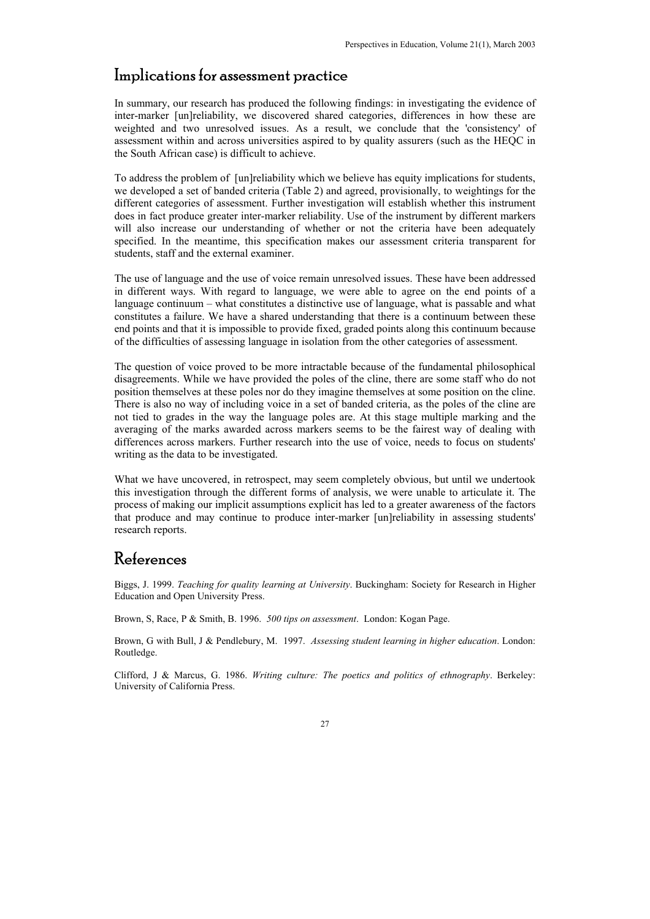## Implications for assessment practice

In summary, our research has produced the following findings: in investigating the evidence of inter-marker [un]reliability, we discovered shared categories, differences in how these are weighted and two unresolved issues. As a result, we conclude that the 'consistency' of assessment within and across universities aspired to by quality assurers (such as the HEQC in the South African case) is difficult to achieve.

To address the problem of [un]reliability which we believe has equity implications for students, we developed a set of banded criteria (Table 2) and agreed, provisionally, to weightings for the different categories of assessment. Further investigation will establish whether this instrument does in fact produce greater inter-marker reliability. Use of the instrument by different markers will also increase our understanding of whether or not the criteria have been adequately specified. In the meantime, this specification makes our assessment criteria transparent for students, staff and the external examiner.

The use of language and the use of voice remain unresolved issues. These have been addressed in different ways. With regard to language, we were able to agree on the end points of a language continuum – what constitutes a distinctive use of language, what is passable and what constitutes a failure. We have a shared understanding that there is a continuum between these end points and that it is impossible to provide fixed, graded points along this continuum because of the difficulties of assessing language in isolation from the other categories of assessment.

The question of voice proved to be more intractable because of the fundamental philosophical disagreements. While we have provided the poles of the cline, there are some staff who do not position themselves at these poles nor do they imagine themselves at some position on the cline. There is also no way of including voice in a set of banded criteria, as the poles of the cline are not tied to grades in the way the language poles are. At this stage multiple marking and the averaging of the marks awarded across markers seems to be the fairest way of dealing with differences across markers. Further research into the use of voice, needs to focus on students' writing as the data to be investigated.

What we have uncovered, in retrospect, may seem completely obvious, but until we undertook this investigation through the different forms of analysis, we were unable to articulate it. The process of making our implicit assumptions explicit has led to a greater awareness of the factors that produce and may continue to produce inter-marker [un]reliability in assessing students' research reports.

## References

Biggs, J. 1999. *Teaching for quality learning at University*. Buckingham: Society for Research in Higher Education and Open University Press.

Brown, S, Race, P & Smith, B. 1996. *500 tips on assessment*. London: Kogan Page.

Brown, G with Bull, J & Pendlebury, M. 1997. *Assessing student learning in higher education*. London: Routledge.

Clifford, J & Marcus, G. 1986. *Writing culture: The poetics and politics of ethnography*. Berkeley: University of California Press.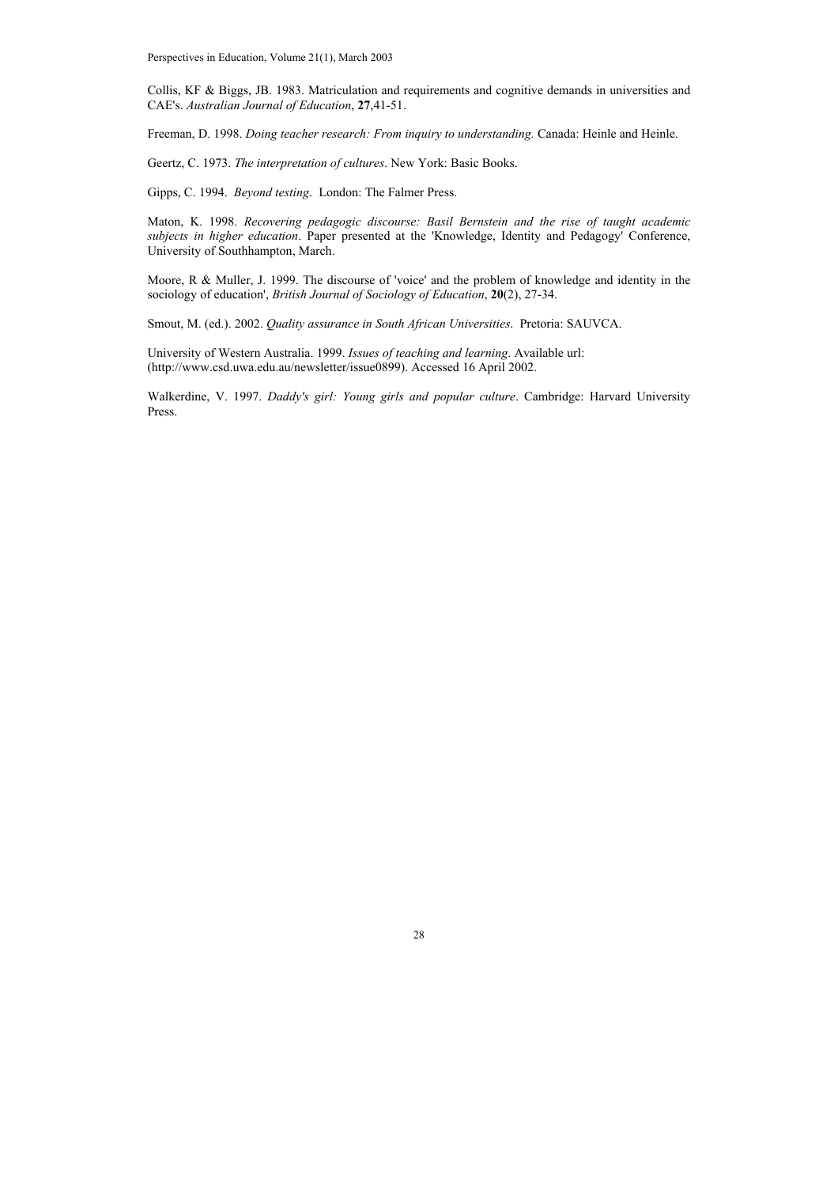Collis, KF & Biggs, JB. 1983. Matriculation and requirements and cognitive demands in universities and CAE's. *Australian Journal of Education*, **27**,41-51.

Freeman, D. 1998. *Doing teacher research: From inquiry to understanding.* Canada: Heinle and Heinle.

Geertz, C. 1973. *The interpretation of cultures*. New York: Basic Books.

Gipps, C. 1994. *Beyond testing*. London: The Falmer Press.

Maton, K. 1998. *Recovering pedagogic discourse: Basil Bernstein and the rise of taught academic subjects in higher education*. Paper presented at the 'Knowledge, Identity and Pedagogy' Conference, University of Southhampton, March.

Moore, R & Muller, J. 1999. The discourse of 'voice' and the problem of knowledge and identity in the sociology of education', *British Journal of Sociology of Education*, **20**(2), 27-34.

Smout, M. (ed.). 2002. *Quality assurance in South African Universities*. Pretoria: SAUVCA.

University of Western Australia. 1999. *Issues of teaching and learning*. Available url: (http://www.csd.uwa.edu.au/newsletter/issue0899). Accessed 16 April 2002.

Walkerdine, V. 1997. *Daddy's girl: Young girls and popular culture*. Cambridge: Harvard University Press.